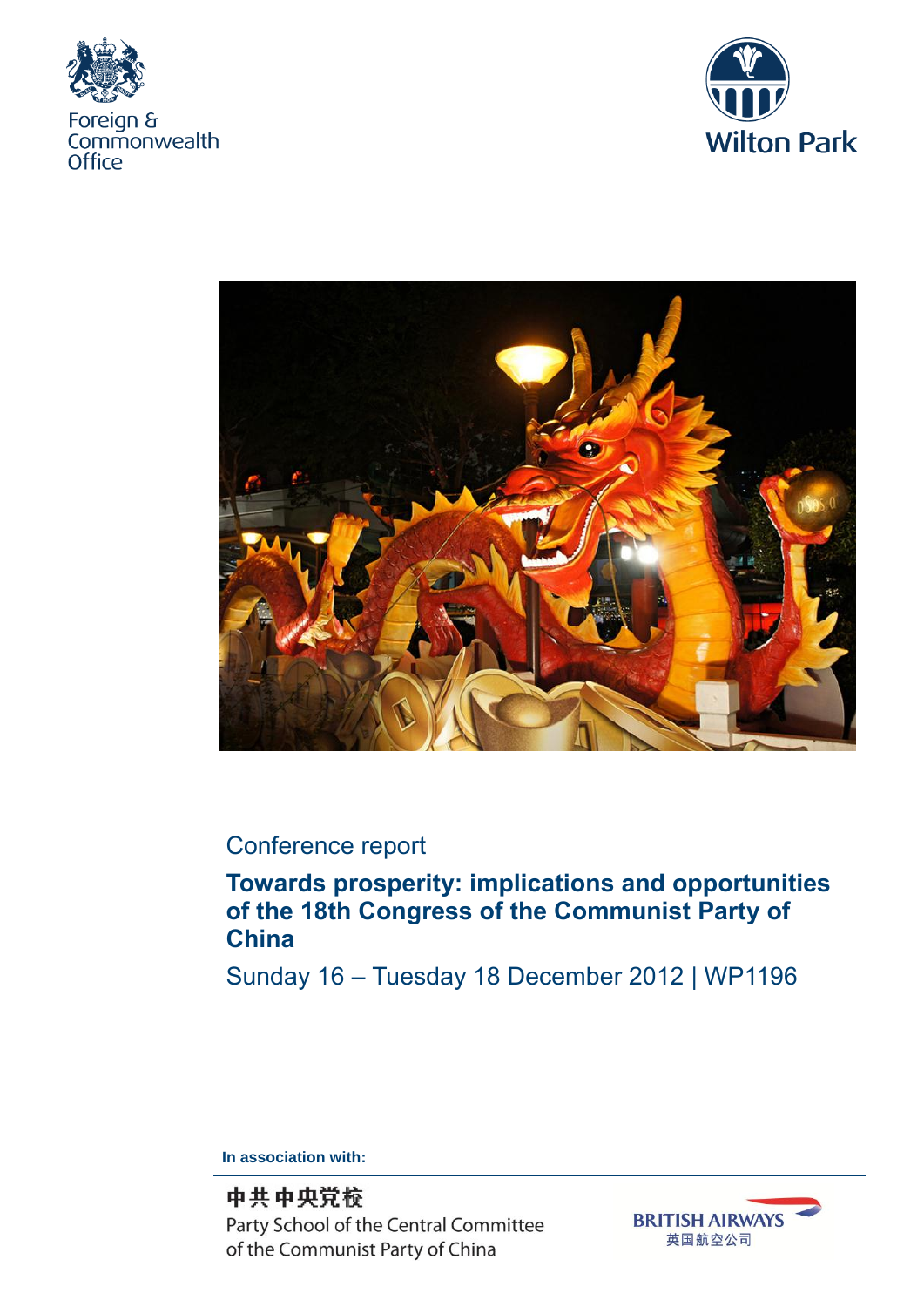Foreign & Commonwealth Office

Wilton Park

Conference report

# Towards prosperity: implications and opportunities of the 18th Congress of the Communist Party of China

Sunday 16 – Tuesday 18 December 2012 | WP1196

**In association with:**

中共中央党校
Party School of the Central Committee of the Communist Party of China

BRITISH AIRWAYS
英国航空公司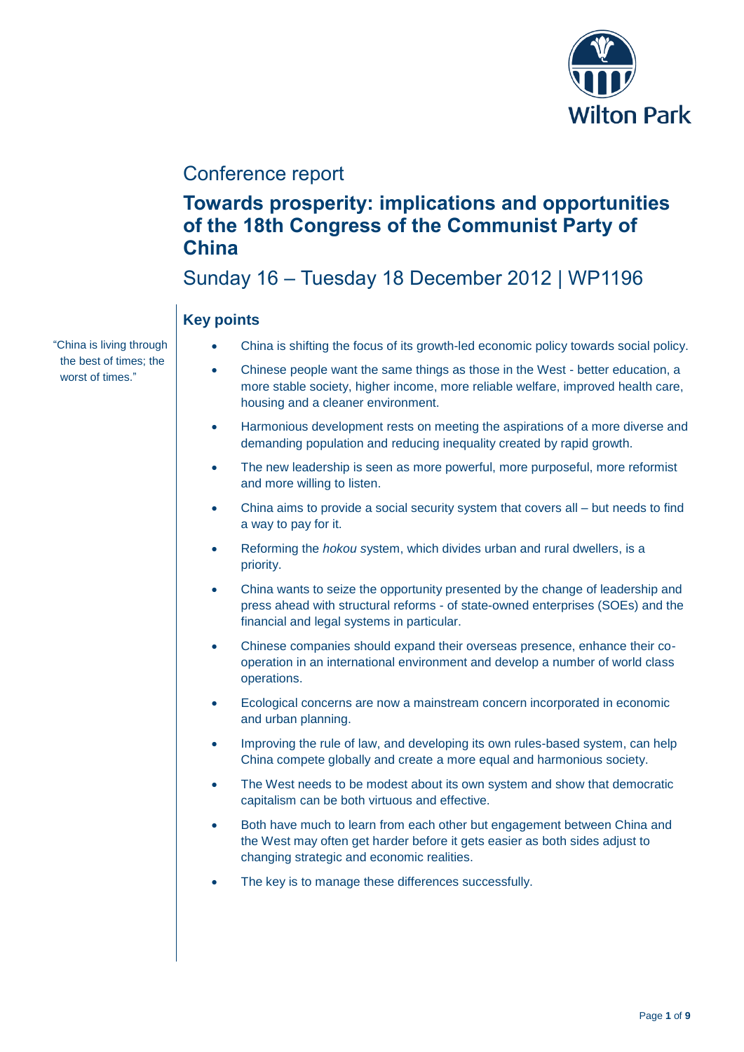Conference report

# Towards prosperity: implications and opportunities of the 18th Congress of the Communist Party of China

Sunday 16 – Tuesday 18 December 2012 | WP1196

## Key points

"China is living through the best of times; the worst of times."

- China is shifting the focus of its growth-led economic policy towards social policy.
- Chinese people want the same things as those in the West - better education, a more stable society, higher income, more reliable welfare, improved health care, housing and a cleaner environment.
- Harmonious development rests on meeting the aspirations of a more diverse and demanding population and reducing inequality created by rapid growth.
- The new leadership is seen as more powerful, more purposeful, more reformist and more willing to listen.
- China aims to provide a social security system that covers all – but needs to find a way to pay for it.
- Reforming the *hokou* system, which divides urban and rural dwellers, is a priority.
- China wants to seize the opportunity presented by the change of leadership and press ahead with structural reforms - of state-owned enterprises (SOEs) and the financial and legal systems in particular.
- Chinese companies should expand their overseas presence, enhance their co-operation in an international environment and develop a number of world class operations.
- Ecological concerns are now a mainstream concern incorporated in economic and urban planning.
- Improving the rule of law, and developing its own rules-based system, can help China compete globally and create a more equal and harmonious society.
- The West needs to be modest about its own system and show that democratic capitalism can be both virtuous and effective.
- Both have much to learn from each other but engagement between China and the West may often get harder before it gets easier as both sides adjust to changing strategic and economic realities.
- The key is to manage these differences successfully.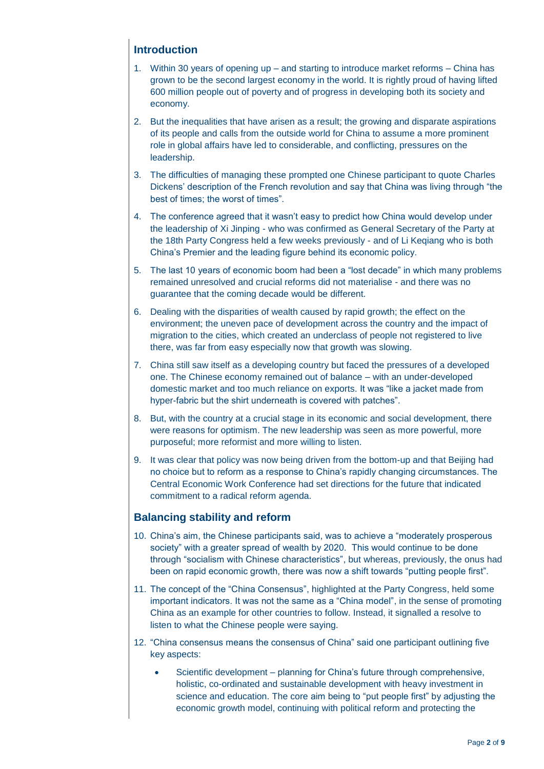## Introduction

1. Within 30 years of opening up – and starting to introduce market reforms – China has grown to be the second largest economy in the world. It is rightly proud of having lifted 600 million people out of poverty and of progress in developing both its society and economy.

2. But the inequalities that have arisen as a result; the growing and disparate aspirations of its people and calls from the outside world for China to assume a more prominent role in global affairs have led to considerable, and conflicting, pressures on the leadership.

3. The difficulties of managing these prompted one Chinese participant to quote Charles Dickens' description of the French revolution and say that China was living through "the best of times; the worst of times".

4. The conference agreed that it wasn't easy to predict how China would develop under the leadership of Xi Jinping - who was confirmed as General Secretary of the Party at the 18th Party Congress held a few weeks previously - and of Li Keqiang who is both China's Premier and the leading figure behind its economic policy.

5. The last 10 years of economic boom had been a "lost decade" in which many problems remained unresolved and crucial reforms did not materialise - and there was no guarantee that the coming decade would be different.

6. Dealing with the disparities of wealth caused by rapid growth; the effect on the environment; the uneven pace of development across the country and the impact of migration to the cities, which created an underclass of people not registered to live there, was far from easy especially now that growth was slowing.

7. China still saw itself as a developing country but faced the pressures of a developed one. The Chinese economy remained out of balance – with an under-developed domestic market and too much reliance on exports. It was "like a jacket made from hyper-fabric but the shirt underneath is covered with patches".

8. But, with the country at a crucial stage in its economic and social development, there were reasons for optimism. The new leadership was seen as more powerful, more purposeful; more reformist and more willing to listen.

9. It was clear that policy was now being driven from the bottom-up and that Beijing had no choice but to reform as a response to China's rapidly changing circumstances. The Central Economic Work Conference had set directions for the future that indicated commitment to a radical reform agenda.

## Balancing stability and reform

10. China's aim, the Chinese participants said, was to achieve a "moderately prosperous society" with a greater spread of wealth by 2020. This would continue to be done through "socialism with Chinese characteristics", but whereas, previously, the onus had been on rapid economic growth, there was now a shift towards "putting people first".

11. The concept of the "China Consensus", highlighted at the Party Congress, held some important indicators. It was not the same as a "China model", in the sense of promoting China as an example for other countries to follow. Instead, it signalled a resolve to listen to what the Chinese people were saying.

12. "China consensus means the consensus of China" said one participant outlining five key aspects:

    - Scientific development – planning for China's future through comprehensive, holistic, co-ordinated and sustainable development with heavy investment in science and education. The core aim being to "put people first" by adjusting the economic growth model, continuing with political reform and protecting the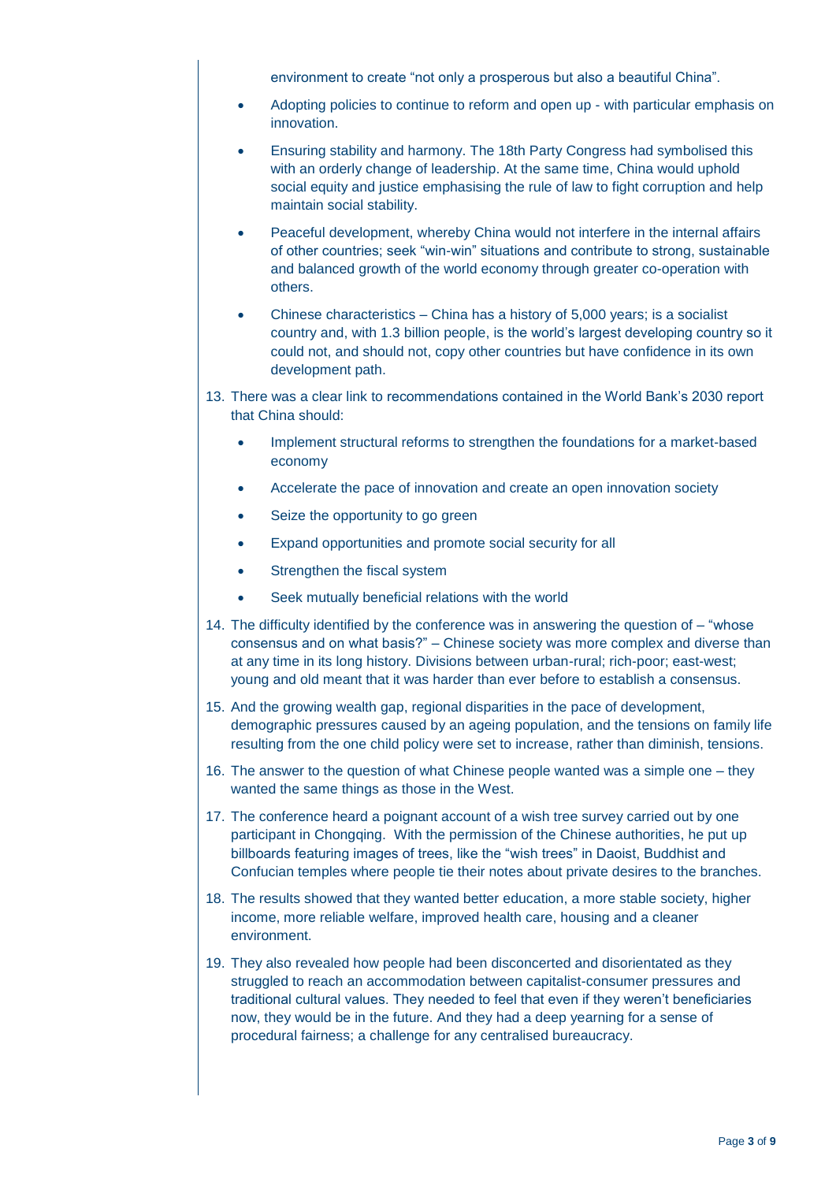environment to create "not only a prosperous but also a beautiful China".

- Adopting policies to continue to reform and open up - with particular emphasis on innovation.
- Ensuring stability and harmony. The 18th Party Congress had symbolised this with an orderly change of leadership. At the same time, China would uphold social equity and justice emphasising the rule of law to fight corruption and help maintain social stability.
- Peaceful development, whereby China would not interfere in the internal affairs of other countries; seek "win-win" situations and contribute to strong, sustainable and balanced growth of the world economy through greater co-operation with others.
- Chinese characteristics – China has a history of 5,000 years; is a socialist country and, with 1.3 billion people, is the world's largest developing country so it could not, and should not, copy other countries but have confidence in its own development path.

13. There was a clear link to recommendations contained in the World Bank's 2030 report that China should:
    - Implement structural reforms to strengthen the foundations for a market-based economy
    - Accelerate the pace of innovation and create an open innovation society
    - Seize the opportunity to go green
    - Expand opportunities and promote social security for all
    - Strengthen the fiscal system
    - Seek mutually beneficial relations with the world
14. The difficulty identified by the conference was in answering the question of – "whose consensus and on what basis?" – Chinese society was more complex and diverse than at any time in its long history. Divisions between urban-rural; rich-poor; east-west; young and old meant that it was harder than ever before to establish a consensus.
15. And the growing wealth gap, regional disparities in the pace of development, demographic pressures caused by an ageing population, and the tensions on family life resulting from the one child policy were set to increase, rather than diminish, tensions.
16. The answer to the question of what Chinese people wanted was a simple one – they wanted the same things as those in the West.
17. The conference heard a poignant account of a wish tree survey carried out by one participant in Chongqing. With the permission of the Chinese authorities, he put up billboards featuring images of trees, like the "wish trees" in Daoist, Buddhist and Confucian temples where people tie their notes about private desires to the branches.
18. The results showed that they wanted better education, a more stable society, higher income, more reliable welfare, improved health care, housing and a cleaner environment.
19. They also revealed how people had been disconcerted and disorientated as they struggled to reach an accommodation between capitalist-consumer pressures and traditional cultural values. They needed to feel that even if they weren't beneficiaries now, they would be in the future. And they had a deep yearning for a sense of procedural fairness; a challenge for any centralised bureaucracy.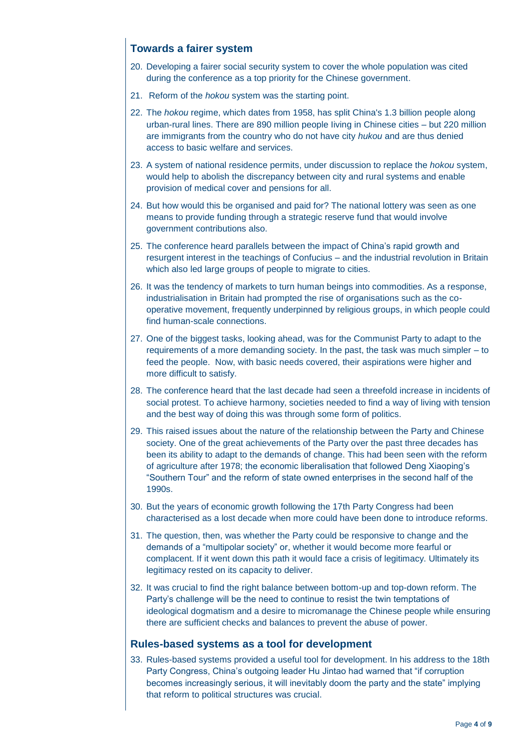## Towards a fairer system

20. Developing a fairer social security system to cover the whole population was cited during the conference as a top priority for the Chinese government.

21. Reform of the *hokou* system was the starting point.

22. The *hokou* regime, which dates from 1958, has split China's 1.3 billion people along urban-rural lines. There are 890 million people living in Chinese cities – but 220 million are immigrants from the country who do not have city *hukou* and are thus denied access to basic welfare and services.

23. A system of national residence permits, under discussion to replace the *hokou* system, would help to abolish the discrepancy between city and rural systems and enable provision of medical cover and pensions for all.

24. But how would this be organised and paid for? The national lottery was seen as one means to provide funding through a strategic reserve fund that would involve government contributions also.

25. The conference heard parallels between the impact of China's rapid growth and resurgent interest in the teachings of Confucius – and the industrial revolution in Britain which also led large groups of people to migrate to cities.

26. It was the tendency of markets to turn human beings into commodities. As a response, industrialisation in Britain had prompted the rise of organisations such as the co-operative movement, frequently underpinned by religious groups, in which people could find human-scale connections.

27. One of the biggest tasks, looking ahead, was for the Communist Party to adapt to the requirements of a more demanding society. In the past, the task was much simpler – to feed the people. Now, with basic needs covered, their aspirations were higher and more difficult to satisfy.

28. The conference heard that the last decade had seen a threefold increase in incidents of social protest. To achieve harmony, societies needed to find a way of living with tension and the best way of doing this was through some form of politics.

29. This raised issues about the nature of the relationship between the Party and Chinese society. One of the great achievements of the Party over the past three decades has been its ability to adapt to the demands of change. This had been seen with the reform of agriculture after 1978; the economic liberalisation that followed Deng Xiaoping's "Southern Tour" and the reform of state owned enterprises in the second half of the 1990s.

30. But the years of economic growth following the 17th Party Congress had been characterised as a lost decade when more could have been done to introduce reforms.

31. The question, then, was whether the Party could be responsive to change and the demands of a "multipolar society" or, whether it would become more fearful or complacent. If it went down this path it would face a crisis of legitimacy. Ultimately its legitimacy rested on its capacity to deliver.

32. It was crucial to find the right balance between bottom-up and top-down reform. The Party's challenge will be the need to continue to resist the twin temptations of ideological dogmatism and a desire to micromanage the Chinese people while ensuring there are sufficient checks and balances to prevent the abuse of power.

## Rules-based systems as a tool for development

33. Rules-based systems provided a useful tool for development. In his address to the 18th Party Congress, China's outgoing leader Hu Jintao had warned that "if corruption becomes increasingly serious, it will inevitably doom the party and the state" implying that reform to political structures was crucial.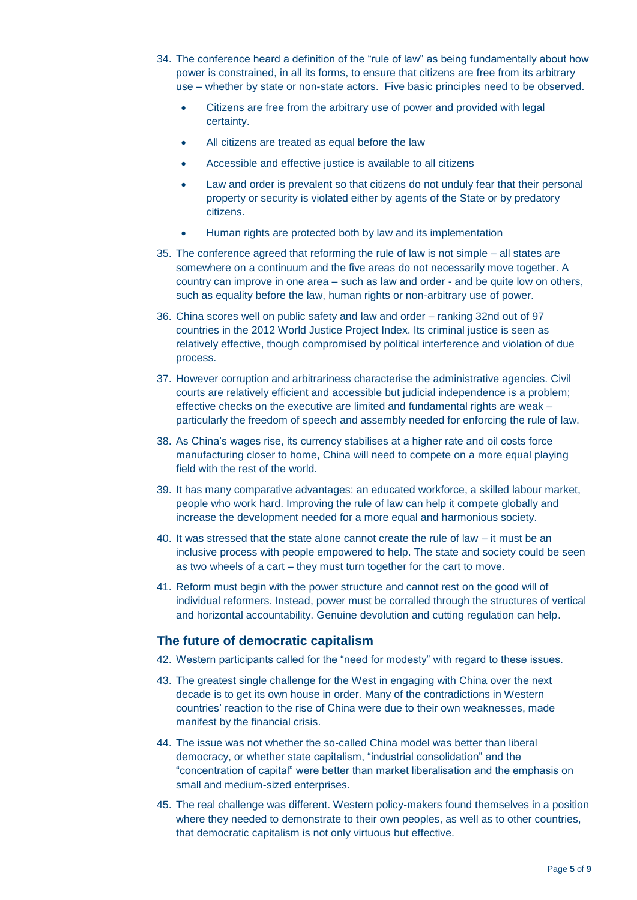34. The conference heard a definition of the "rule of law" as being fundamentally about how power is constrained, in all its forms, to ensure that citizens are free from its arbitrary use – whether by state or non-state actors. Five basic principles need to be observed.

    - Citizens are free from the arbitrary use of power and provided with legal certainty.
    - All citizens are treated as equal before the law
    - Accessible and effective justice is available to all citizens
    - Law and order is prevalent so that citizens do not unduly fear that their personal property or security is violated either by agents of the State or by predatory citizens.
    - Human rights are protected both by law and its implementation

35. The conference agreed that reforming the rule of law is not simple – all states are somewhere on a continuum and the five areas do not necessarily move together. A country can improve in one area – such as law and order - and be quite low on others, such as equality before the law, human rights or non-arbitrary use of power.

36. China scores well on public safety and law and order – ranking 32nd out of 97 countries in the 2012 World Justice Project Index. Its criminal justice is seen as relatively effective, though compromised by political interference and violation of due process.

37. However corruption and arbitrariness characterise the administrative agencies. Civil courts are relatively efficient and accessible but judicial independence is a problem; effective checks on the executive are limited and fundamental rights are weak – particularly the freedom of speech and assembly needed for enforcing the rule of law.

38. As China's wages rise, its currency stabilises at a higher rate and oil costs force manufacturing closer to home, China will need to compete on a more equal playing field with the rest of the world.

39. It has many comparative advantages: an educated workforce, a skilled labour market, people who work hard. Improving the rule of law can help it compete globally and increase the development needed for a more equal and harmonious society.

40. It was stressed that the state alone cannot create the rule of law – it must be an inclusive process with people empowered to help. The state and society could be seen as two wheels of a cart – they must turn together for the cart to move.

41. Reform must begin with the power structure and cannot rest on the good will of individual reformers. Instead, power must be corralled through the structures of vertical and horizontal accountability. Genuine devolution and cutting regulation can help.

## The future of democratic capitalism

42. Western participants called for the "need for modesty" with regard to these issues.

43. The greatest single challenge for the West in engaging with China over the next decade is to get its own house in order. Many of the contradictions in Western countries' reaction to the rise of China were due to their own weaknesses, made manifest by the financial crisis.

44. The issue was not whether the so-called China model was better than liberal democracy, or whether state capitalism, "industrial consolidation" and the "concentration of capital" were better than market liberalisation and the emphasis on small and medium-sized enterprises.

45. The real challenge was different. Western policy-makers found themselves in a position where they needed to demonstrate to their own peoples, as well as to other countries, that democratic capitalism is not only virtuous but effective.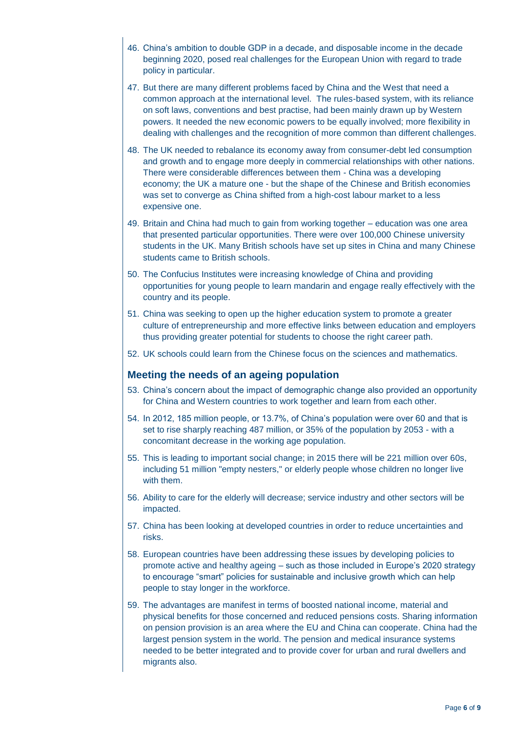46. China's ambition to double GDP in a decade, and disposable income in the decade beginning 2020, posed real challenges for the European Union with regard to trade policy in particular.

47. But there are many different problems faced by China and the West that need a common approach at the international level. The rules-based system, with its reliance on soft laws, conventions and best practise, had been mainly drawn up by Western powers. It needed the new economic powers to be equally involved; more flexibility in dealing with challenges and the recognition of more common than different challenges.

48. The UK needed to rebalance its economy away from consumer-debt led consumption and growth and to engage more deeply in commercial relationships with other nations. There were considerable differences between them - China was a developing economy; the UK a mature one - but the shape of the Chinese and British economies was set to converge as China shifted from a high-cost labour market to a less expensive one.

49. Britain and China had much to gain from working together – education was one area that presented particular opportunities. There were over 100,000 Chinese university students in the UK. Many British schools have set up sites in China and many Chinese students came to British schools.

50. The Confucius Institutes were increasing knowledge of China and providing opportunities for young people to learn mandarin and engage really effectively with the country and its people.

51. China was seeking to open up the higher education system to promote a greater culture of entrepreneurship and more effective links between education and employers thus providing greater potential for students to choose the right career path.

52. UK schools could learn from the Chinese focus on the sciences and mathematics.

## Meeting the needs of an ageing population

53. China's concern about the impact of demographic change also provided an opportunity for China and Western countries to work together and learn from each other.

54. In 2012, 185 million people, or 13.7%, of China's population were over 60 and that is set to rise sharply reaching 487 million, or 35% of the population by 2053 - with a concomitant decrease in the working age population.

55. This is leading to important social change; in 2015 there will be 221 million over 60s, including 51 million "empty nesters," or elderly people whose children no longer live with them.

56. Ability to care for the elderly will decrease; service industry and other sectors will be impacted.

57. China has been looking at developed countries in order to reduce uncertainties and risks.

58. European countries have been addressing these issues by developing policies to promote active and healthy ageing – such as those included in Europe's 2020 strategy to encourage "smart" policies for sustainable and inclusive growth which can help people to stay longer in the workforce.

59. The advantages are manifest in terms of boosted national income, material and physical benefits for those concerned and reduced pensions costs. Sharing information on pension provision is an area where the EU and China can cooperate. China had the largest pension system in the world. The pension and medical insurance systems needed to be better integrated and to provide cover for urban and rural dwellers and migrants also.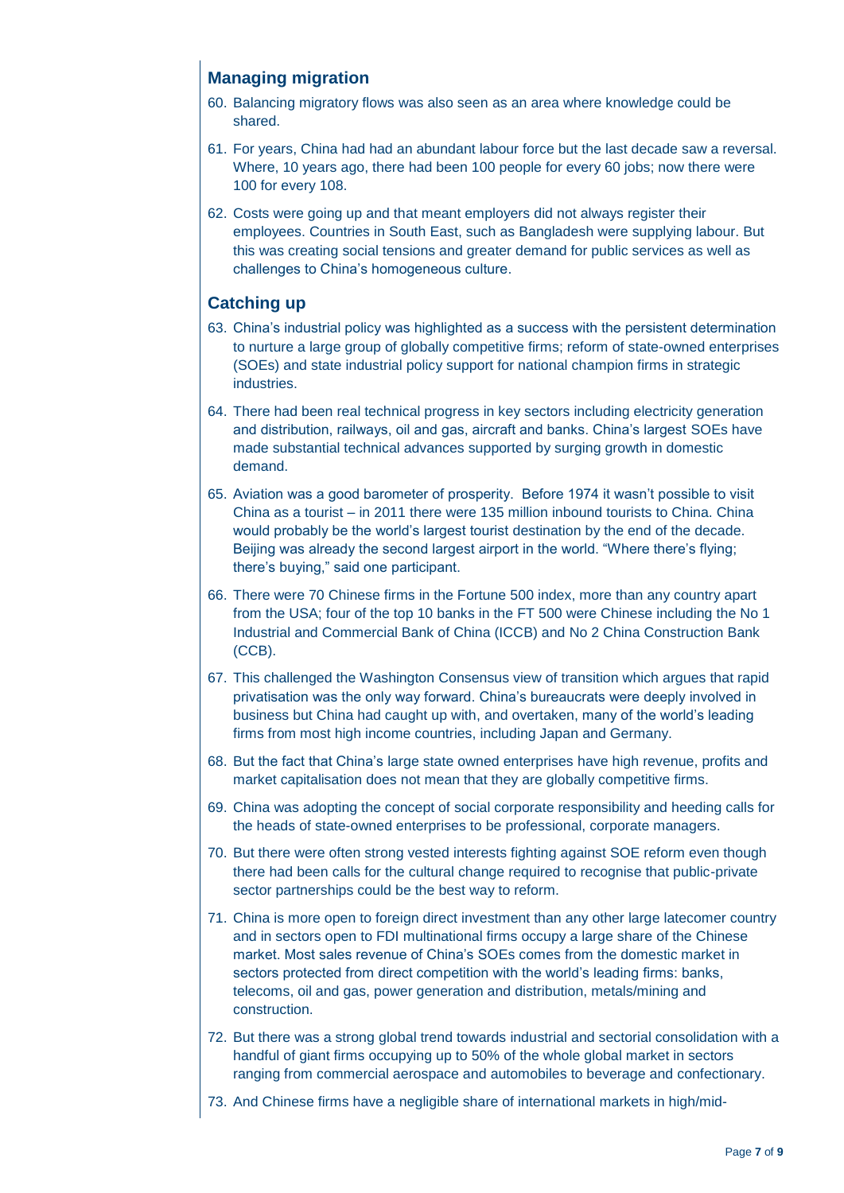## Managing migration

60. Balancing migratory flows was also seen as an area where knowledge could be shared.
61. For years, China had had an abundant labour force but the last decade saw a reversal. Where, 10 years ago, there had been 100 people for every 60 jobs; now there were 100 for every 108.
62. Costs were going up and that meant employers did not always register their employees. Countries in South East, such as Bangladesh were supplying labour. But this was creating social tensions and greater demand for public services as well as challenges to China's homogeneous culture.

## Catching up

63. China's industrial policy was highlighted as a success with the persistent determination to nurture a large group of globally competitive firms; reform of state-owned enterprises (SOEs) and state industrial policy support for national champion firms in strategic industries.
64. There had been real technical progress in key sectors including electricity generation and distribution, railways, oil and gas, aircraft and banks. China's largest SOEs have made substantial technical advances supported by surging growth in domestic demand.
65. Aviation was a good barometer of prosperity. Before 1974 it wasn't possible to visit China as a tourist – in 2011 there were 135 million inbound tourists to China. China would probably be the world's largest tourist destination by the end of the decade. Beijing was already the second largest airport in the world. "Where there's flying; there's buying," said one participant.
66. There were 70 Chinese firms in the Fortune 500 index, more than any country apart from the USA; four of the top 10 banks in the FT 500 were Chinese including the No 1 Industrial and Commercial Bank of China (ICCB) and No 2 China Construction Bank (CCB).
67. This challenged the Washington Consensus view of transition which argues that rapid privatisation was the only way forward. China's bureaucrats were deeply involved in business but China had caught up with, and overtaken, many of the world's leading firms from most high income countries, including Japan and Germany.
68. But the fact that China's large state owned enterprises have high revenue, profits and market capitalisation does not mean that they are globally competitive firms.
69. China was adopting the concept of social corporate responsibility and heeding calls for the heads of state-owned enterprises to be professional, corporate managers.
70. But there were often strong vested interests fighting against SOE reform even though there had been calls for the cultural change required to recognise that public-private sector partnerships could be the best way to reform.
71. China is more open to foreign direct investment than any other large latecomer country and in sectors open to FDI multinational firms occupy a large share of the Chinese market. Most sales revenue of China's SOEs comes from the domestic market in sectors protected from direct competition with the world's leading firms: banks, telecoms, oil and gas, power generation and distribution, metals/mining and construction.
72. But there was a strong global trend towards industrial and sectorial consolidation with a handful of giant firms occupying up to 50% of the whole global market in sectors ranging from commercial aerospace and automobiles to beverage and confectionary.
73. And Chinese firms have a negligible share of international markets in high/mid-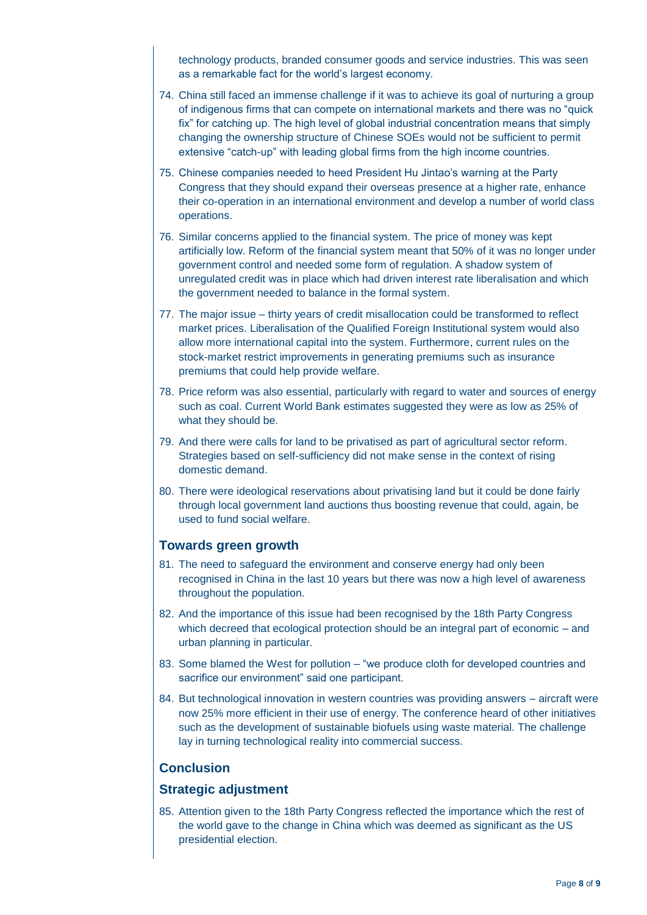technology products, branded consumer goods and service industries. This was seen as a remarkable fact for the world's largest economy.

74. China still faced an immense challenge if it was to achieve its goal of nurturing a group of indigenous firms that can compete on international markets and there was no "quick fix" for catching up. The high level of global industrial concentration means that simply changing the ownership structure of Chinese SOEs would not be sufficient to permit extensive "catch-up" with leading global firms from the high income countries.

75. Chinese companies needed to heed President Hu Jintao's warning at the Party Congress that they should expand their overseas presence at a higher rate, enhance their co-operation in an international environment and develop a number of world class operations.

76. Similar concerns applied to the financial system. The price of money was kept artificially low. Reform of the financial system meant that 50% of it was no longer under government control and needed some form of regulation. A shadow system of unregulated credit was in place which had driven interest rate liberalisation and which the government needed to balance in the formal system.

77. The major issue – thirty years of credit misallocation could be transformed to reflect market prices. Liberalisation of the Qualified Foreign Institutional system would also allow more international capital into the system. Furthermore, current rules on the stock-market restrict improvements in generating premiums such as insurance premiums that could help provide welfare.

78. Price reform was also essential, particularly with regard to water and sources of energy such as coal. Current World Bank estimates suggested they were as low as 25% of what they should be.

79. And there were calls for land to be privatised as part of agricultural sector reform. Strategies based on self-sufficiency did not make sense in the context of rising domestic demand.

80. There were ideological reservations about privatising land but it could be done fairly through local government land auctions thus boosting revenue that could, again, be used to fund social welfare.

### Towards green growth

81. The need to safeguard the environment and conserve energy had only been recognised in China in the last 10 years but there was now a high level of awareness throughout the population.

82. And the importance of this issue had been recognised by the 18th Party Congress which decreed that ecological protection should be an integral part of economic – and urban planning in particular.

83. Some blamed the West for pollution – "we produce cloth for developed countries and sacrifice our environment" said one participant.

84. But technological innovation in western countries was providing answers – aircraft were now 25% more efficient in their use of energy. The conference heard of other initiatives such as the development of sustainable biofuels using waste material. The challenge lay in turning technological reality into commercial success.

## Conclusion

### Strategic adjustment

85. Attention given to the 18th Party Congress reflected the importance which the rest of the world gave to the change in China which was deemed as significant as the US presidential election.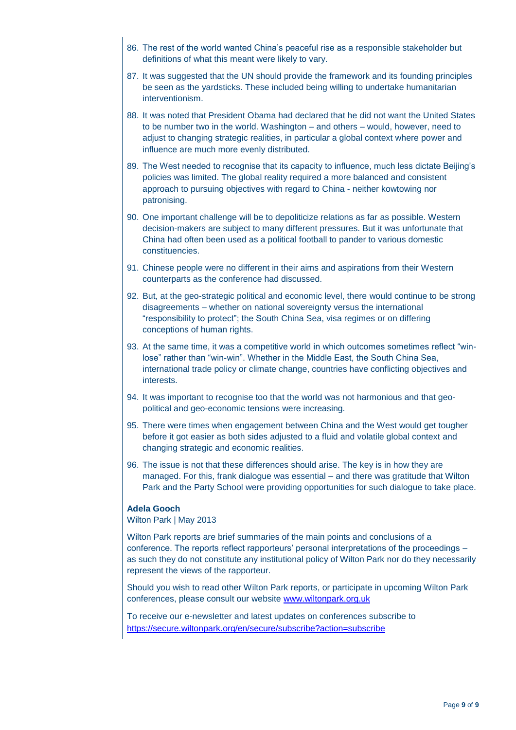86. The rest of the world wanted China's peaceful rise as a responsible stakeholder but definitions of what this meant were likely to vary.

87. It was suggested that the UN should provide the framework and its founding principles be seen as the yardsticks. These included being willing to undertake humanitarian interventionism.

88. It was noted that President Obama had declared that he did not want the United States to be number two in the world. Washington – and others – would, however, need to adjust to changing strategic realities, in particular a global context where power and influence are much more evenly distributed.

89. The West needed to recognise that its capacity to influence, much less dictate Beijing's policies was limited. The global reality required a more balanced and consistent approach to pursuing objectives with regard to China - neither kowtowing nor patronising.

90. One important challenge will be to depoliticize relations as far as possible. Western decision-makers are subject to many different pressures. But it was unfortunate that China had often been used as a political football to pander to various domestic constituencies.

91. Chinese people were no different in their aims and aspirations from their Western counterparts as the conference had discussed.

92. But, at the geo-strategic political and economic level, there would continue to be strong disagreements – whether on national sovereignty versus the international "responsibility to protect"; the South China Sea, visa regimes or on differing conceptions of human rights.

93. At the same time, it was a competitive world in which outcomes sometimes reflect "win-lose" rather than "win-win". Whether in the Middle East, the South China Sea, international trade policy or climate change, countries have conflicting objectives and interests.

94. It was important to recognise too that the world was not harmonious and that geo-political and geo-economic tensions were increasing.

95. There were times when engagement between China and the West would get tougher before it got easier as both sides adjusted to a fluid and volatile global context and changing strategic and economic realities.

96. The issue is not that these differences should arise. The key is in how they are managed. For this, frank dialogue was essential – and there was gratitude that Wilton Park and the Party School were providing opportunities for such dialogue to take place.

**Adela Gooch**

Wilton Park | May 2013

Wilton Park reports are brief summaries of the main points and conclusions of a conference. The reports reflect rapporteurs' personal interpretations of the proceedings – as such they do not constitute any institutional policy of Wilton Park nor do they necessarily represent the views of the rapporteur.

Should you wish to read other Wilton Park reports, or participate in upcoming Wilton Park conferences, please consult our website [www.wiltonpark.org.uk](www.wiltonpark.org.uk)

To receive our e-newsletter and latest updates on conferences subscribe to [https://secure.wiltonpark.org/en/secure/subscribe?action=subscribe](https://secure.wiltonpark.org/en/secure/subscribe?action=subscribe)